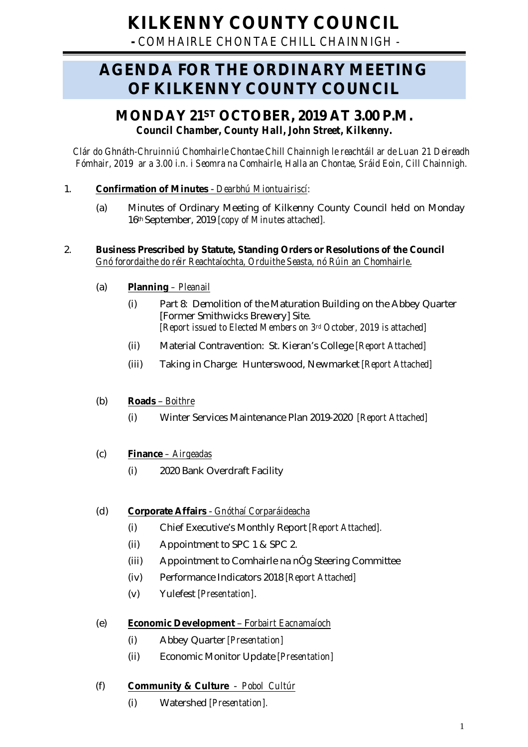# KILKENNY COUNTY COUNCIL

**-** COMHAIRLE CHONTAE CHILL CHAINNIGH -

# AGENDA FOR THE ORDINARY MEETING OF KILKENNY COUNTY COUNCIL

## MONDAY 21ST OCTOBER, 2019 AT 3.00 P.M.

***Council Chamber, County Hall, John Street, Kilkenny.***

*Clár do Ghnáth-Chruinniú Chomhairle Chontae Chill Chainnigh le reachtáil ar de Luan 21 Deireadh Fómhair, 2019 ar a 3.00 i.n. i Seomra na Comhairle, Halla an Chontae, Sráid Eoin, Cill Chainnigh.*

1. **Confirmation of Minutes** - *Dearbhú Miontuairiscí:*

   (a) Minutes of Ordinary Meeting of Kilkenny County Council held on Monday 16th September, 2019 *[copy of Minutes attached].*

2. **Business Prescribed by Statute, Standing Orders or Resolutions of the Council**
   *Gnó forordaithe do réir Reachtaíochta, Orduithe Seasta, nó Rúin an Chomhairle.*

   (a) **Planning** – *Pleanail*

   (i) Part 8: Demolition of the Maturation Building on the Abbey Quarter [Former Smithwicks Brewery] Site.
   *[Report issued to Elected Members on 3rd October, 2019 is attached]*

   (ii) Material Contravention: St. Kieran's College *[Report Attached]*

   (iii) Taking in Charge: Hunterswood, Newmarket *[Report Attached]*

   (b) **Roads** – *Boithre*

   (i) Winter Services Maintenance Plan 2019-2020 *[Report Attached]*

   (c) **Finance** – *Airgeadas*

   (i) 2020 Bank Overdraft Facility

   (d) **Corporate Affairs** - *Gnóthaí Corparáideacha*

   (i) Chief Executive's Monthly Report *[Report Attached].*

   (ii) Appointment to SPC 1 & SPC 2.

   (iii) Appointment to Comhairle na nÓg Steering Committee

   (iv) Performance Indicators 2018 *[Report Attached]*

   (v) Yulefest *[Presentation].*

   (e) **Economic Development** – *Forbairt Eacnamaíoch*

   (i) Abbey Quarter *[Presentation]*

   (ii) Economic Monitor Update *[Presentation]*

   (f) **Community & Culture** – *Pobol Cultúr*

   (i) Watershed *[Presentation].*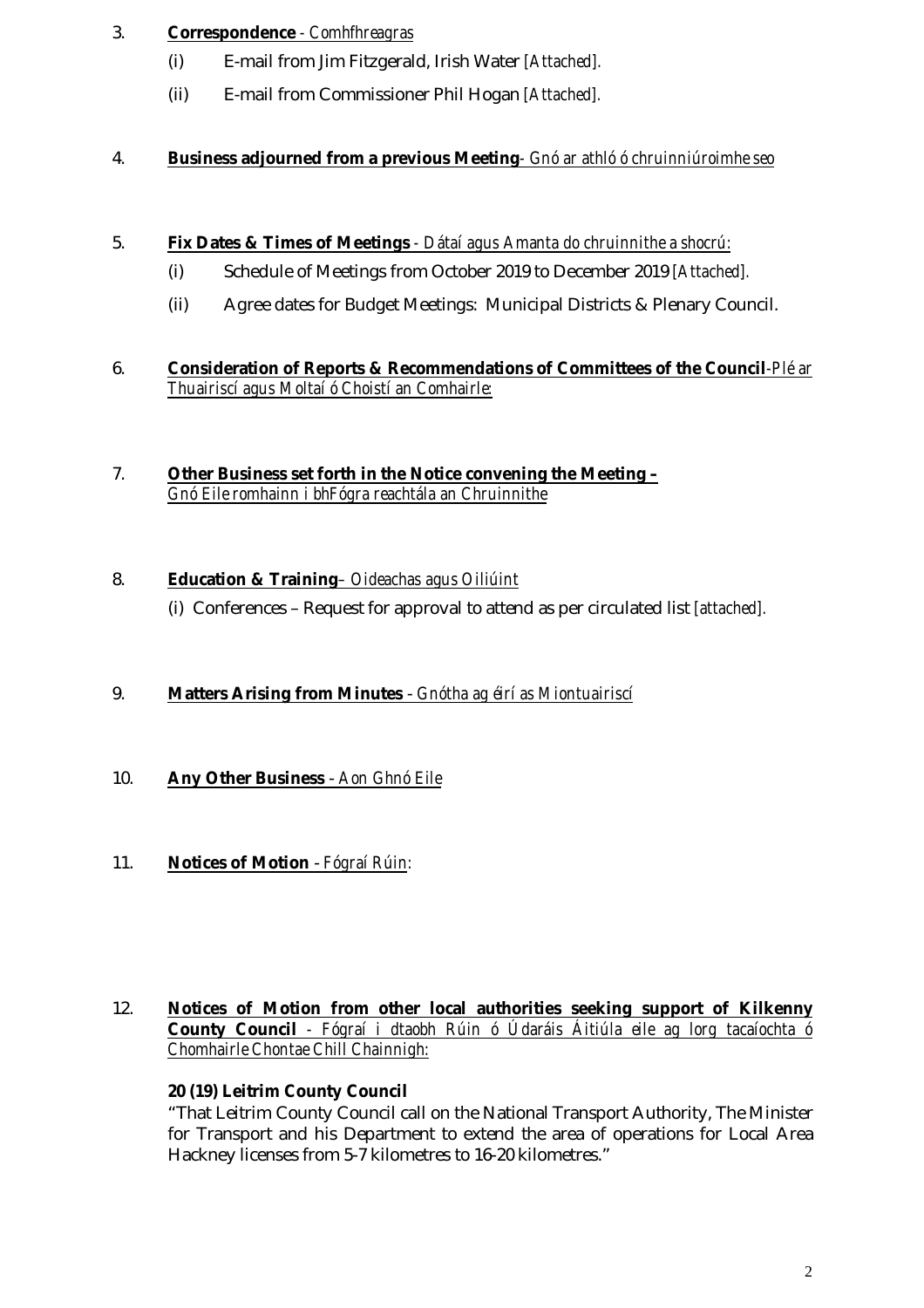3. **Correspondence** - *Comhfhreagras*
   - (i) E-mail from Jim Fitzgerald, Irish Water *[Attached].*
   - (ii) E-mail from Commissioner Phil Hogan *[Attached].*

4. **Business adjourned from a previous Meeting**- *Gnó ar athló ó chruinniú roimhe seo*

5. **Fix Dates & Times of Meetings** - *Dátaí agus Amanta do chruinnithe a shocrú:*
   - (i) Schedule of Meetings from October 2019 to December 2019 *[Attached].*
   - (ii) Agree dates for Budget Meetings: Municipal Districts & Plenary Council.

6. **Consideration of Reports & Recommendations of Committees of the Council**-*Plé ar Thuairiscí agus Moltaí ó Choistí an Comhairle:*

7. **Other Business set forth in the Notice convening the Meeting –** *Gnó Eile romhainn i bhFógra reachtála an Chruinnithe*

8. **Education & Training**– *Oideachas agus Oiliúint*
   - (i) Conferences – Request for approval to attend as per circulated list *[attached].*

9. **Matters Arising from Minutes** - *Gnótha ag éirí as Miontuairiscí*

10. **Any Other Business** - *Aon Ghnó Eile*

11. **Notices of Motion** - *Fógraí Rúin:*

12. **Notices of Motion from other local authorities seeking support of Kilkenny County Council** - *Fógraí i dtaobh Rúin ó Údaráis Áitiúla eile ag lorg tacaíochta ó Chomhairle Chontae Chill Chainnigh:*

    **20 (19) Leitrim County Council**

    "That Leitrim County Council call on the National Transport Authority, The Minister for Transport and his Department to extend the area of operations for Local Area Hackney licenses from 5-7 kilometres to 16-20 kilometres."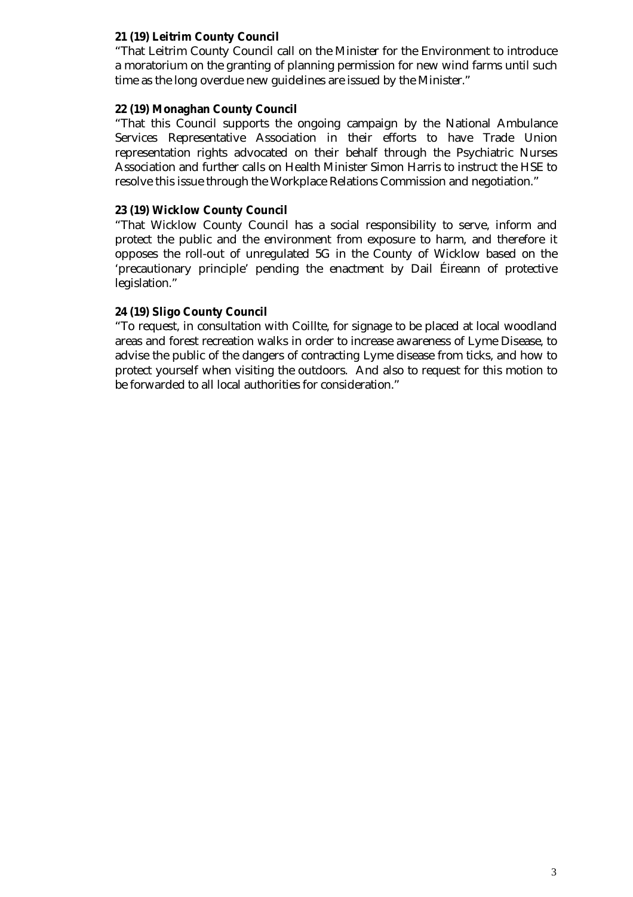**21 (19) Leitrim County Council**

"That Leitrim County Council call on the Minister for the Environment to introduce a moratorium on the granting of planning permission for new wind farms until such time as the long overdue new guidelines are issued by the Minister."

**22 (19) Monaghan County Council**

"That this Council supports the ongoing campaign by the National Ambulance Services Representative Association in their efforts to have Trade Union representation rights advocated on their behalf through the Psychiatric Nurses Association and further calls on Health Minister Simon Harris to instruct the HSE to resolve this issue through the Workplace Relations Commission and negotiation."

**23 (19) Wicklow County Council**

"That Wicklow County Council has a social responsibility to serve, inform and protect the public and the environment from exposure to harm, and therefore it opposes the roll-out of unregulated 5G in the County of Wicklow based on the 'precautionary principle' pending the enactment by Dail Éireann of protective legislation."

**24 (19) Sligo County Council**

"To request, in consultation with Coillte, for signage to be placed at local woodland areas and forest recreation walks in order to increase awareness of Lyme Disease, to advise the public of the dangers of contracting Lyme disease from ticks, and how to protect yourself when visiting the outdoors. And also to request for this motion to be forwarded to all local authorities for consideration."